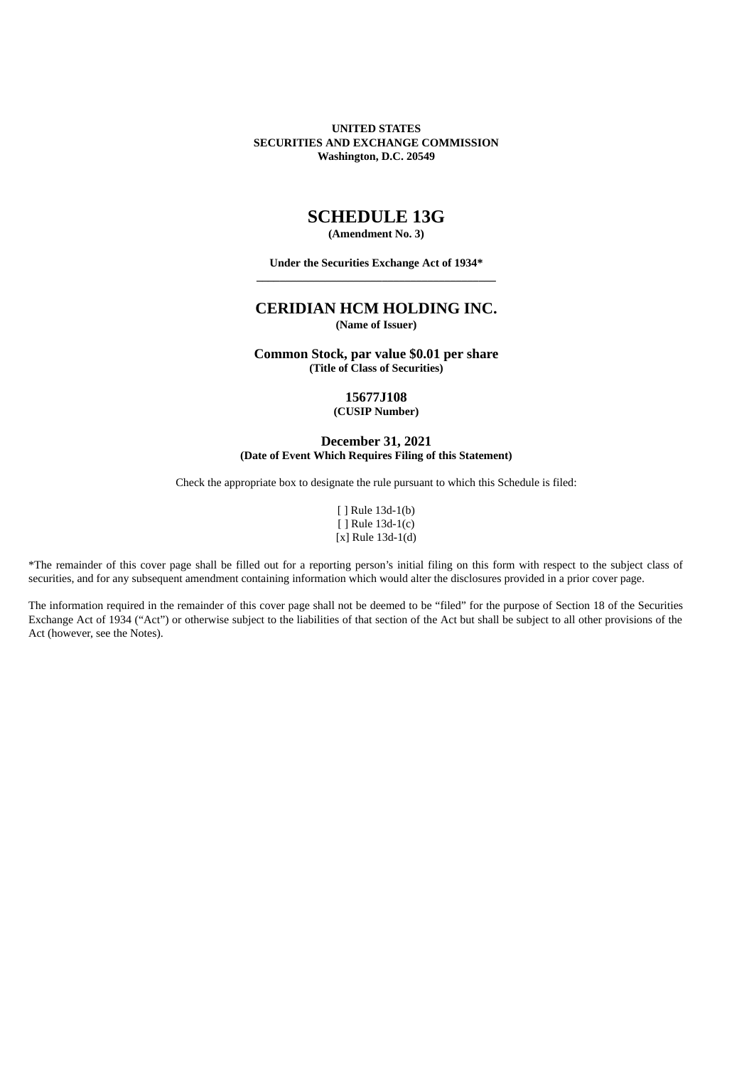**UNITED STATES**
**SECURITIES AND EXCHANGE COMMISSION**
**Washington, D.C. 20549**

# SCHEDULE 13G

**(Amendment No. 3)**

**Under the Securities Exchange Act of 1934***

---

## CERIDIAN HCM HOLDING INC.

**(Name of Issuer)**

**Common Stock, par value $0.01 per share**
**(Title of Class of Securities)**

**15677J108**
**(CUSIP Number)**

**December 31, 2021**
**(Date of Event Which Requires Filing of this Statement)**

Check the appropriate box to designate the rule pursuant to which this Schedule is filed:

[ ] Rule 13d-1(b)
[ ] Rule 13d-1(c)
[x] Rule 13d-1(d)

*The remainder of this cover page shall be filled out for a reporting person's initial filing on this form with respect to the subject class of securities, and for any subsequent amendment containing information which would alter the disclosures provided in a prior cover page.

The information required in the remainder of this cover page shall not be deemed to be "filed" for the purpose of Section 18 of the Securities Exchange Act of 1934 ("Act") or otherwise subject to the liabilities of that section of the Act but shall be subject to all other provisions of the Act (however, see the Notes).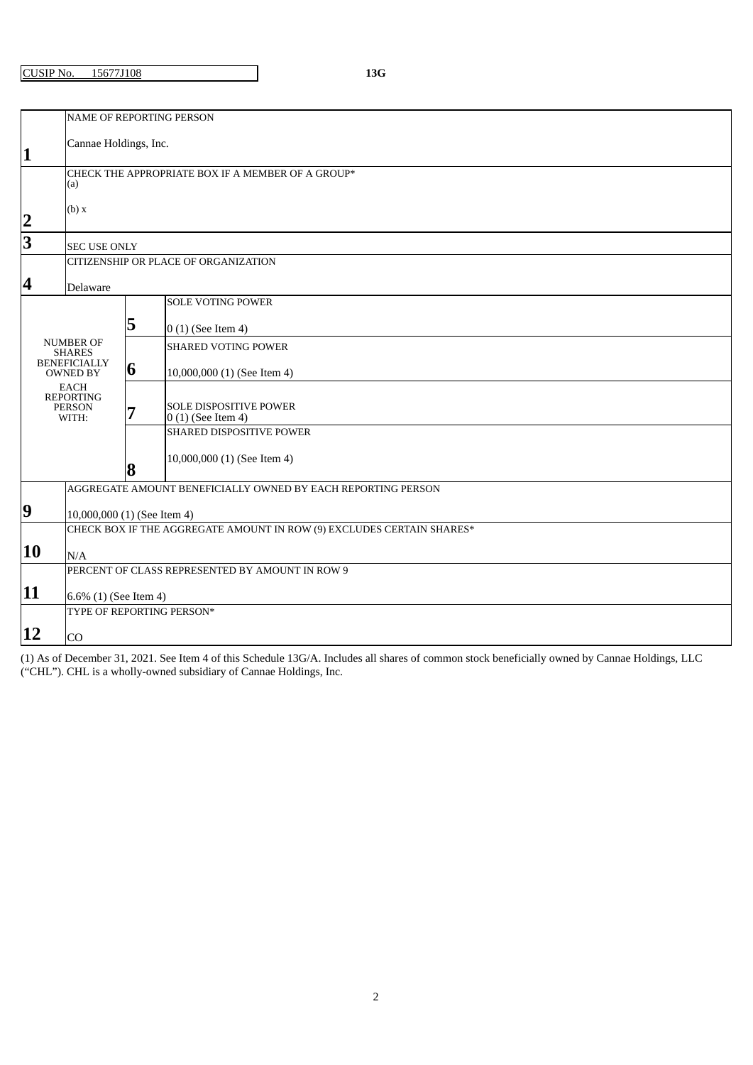| CUSIP No. 15677J108 | 13G |
|---|---|

| | | | |
|---|---|---|---|
| 1 | NAME OF REPORTING PERSON<br><br>Cannae Holdings, Inc. | | |
| 2 | CHECK THE APPROPRIATE BOX IF A MEMBER OF A GROUP*<br>(a)<br><br>(b) x | | |
| 3 | SEC USE ONLY | | |
| 4 | CITIZENSHIP OR PLACE OF ORGANIZATION<br><br>Delaware | | |
| NUMBER OF SHARES BENEFICIALLY OWNED BY EACH REPORTING PERSON WITH: | | 5 | SOLE VOTING POWER<br><br>0 (1) (See Item 4) |
| | | 6 | SHARED VOTING POWER<br><br>10,000,000 (1) (See Item 4) |
| | | 7 | SOLE DISPOSITIVE POWER<br>0 (1) (See Item 4) |
| | | 8 | SHARED DISPOSITIVE POWER<br><br>10,000,000 (1) (See Item 4) |
| 9 | AGGREGATE AMOUNT BENEFICIALLY OWNED BY EACH REPORTING PERSON<br><br>10,000,000 (1) (See Item 4) | | |
| 10 | CHECK BOX IF THE AGGREGATE AMOUNT IN ROW (9) EXCLUDES CERTAIN SHARES*<br><br>N/A | | |
| 11 | PERCENT OF CLASS REPRESENTED BY AMOUNT IN ROW 9<br><br>6.6% (1) (See Item 4) | | |
| 12 | TYPE OF REPORTING PERSON*<br><br>CO | | |

(1) As of December 31, 2021. See Item 4 of this Schedule 13G/A. Includes all shares of common stock beneficially owned by Cannae Holdings, LLC ("CHL"). CHL is a wholly-owned subsidiary of Cannae Holdings, Inc.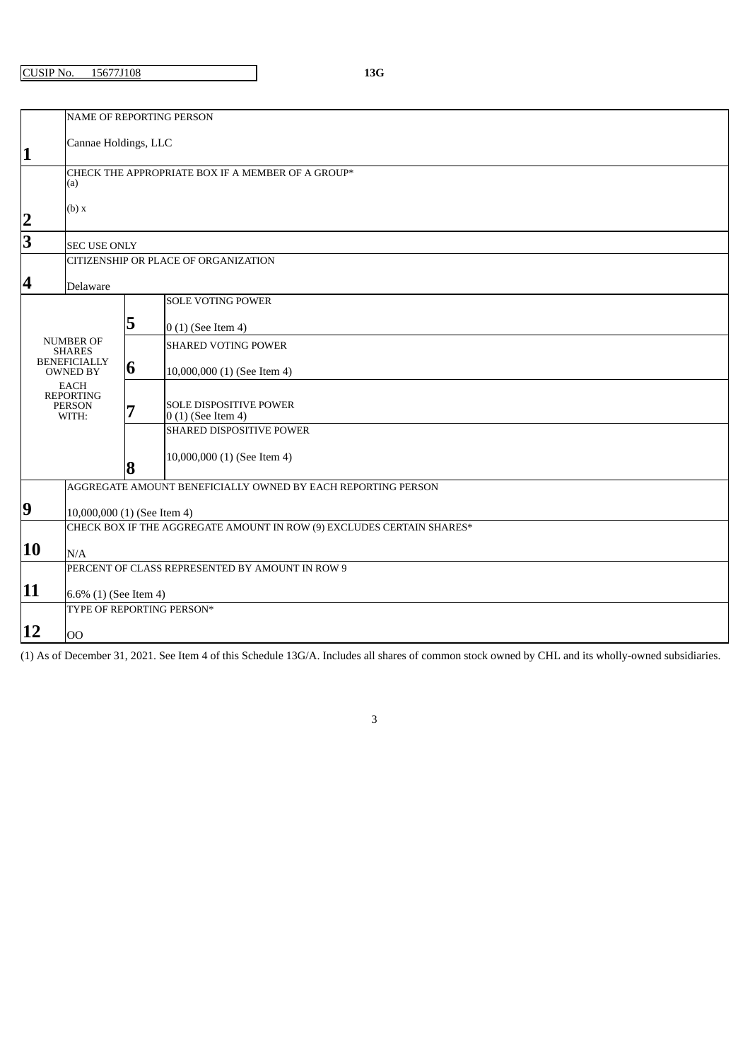CUSIP No. 15677J108 **13G**

| | | | |
|---|---|---|---|
| **1** | NAME OF REPORTING PERSON<br><br>Cannae Holdings, LLC | | |
| **2** | CHECK THE APPROPRIATE BOX IF A MEMBER OF A GROUP*<br>(a)<br><br>(b) x | | |
| **3** | SEC USE ONLY | | |
| **4** | CITIZENSHIP OR PLACE OF ORGANIZATION<br><br>Delaware | | |
| NUMBER OF SHARES BENEFICIALLY OWNED BY EACH REPORTING PERSON WITH: | **5** | SOLE VOTING POWER<br><br>0 (1) (See Item 4) | |
| | **6** | SHARED VOTING POWER<br><br>10,000,000 (1) (See Item 4) | |
| | **7** | SOLE DISPOSITIVE POWER<br>0 (1) (See Item 4) | |
| | **8** | SHARED DISPOSITIVE POWER<br><br>10,000,000 (1) (See Item 4) | |
| **9** | AGGREGATE AMOUNT BENEFICIALLY OWNED BY EACH REPORTING PERSON<br><br>10,000,000 (1) (See Item 4) | | |
| **10** | CHECK BOX IF THE AGGREGATE AMOUNT IN ROW (9) EXCLUDES CERTAIN SHARES*<br><br>N/A | | |
| **11** | PERCENT OF CLASS REPRESENTED BY AMOUNT IN ROW 9<br><br>6.6% (1) (See Item 4) | | |
| **12** | TYPE OF REPORTING PERSON*<br><br>OO | | |

(1) As of December 31, 2021. See Item 4 of this Schedule 13G/A. Includes all shares of common stock owned by CHL and its wholly-owned subsidiaries.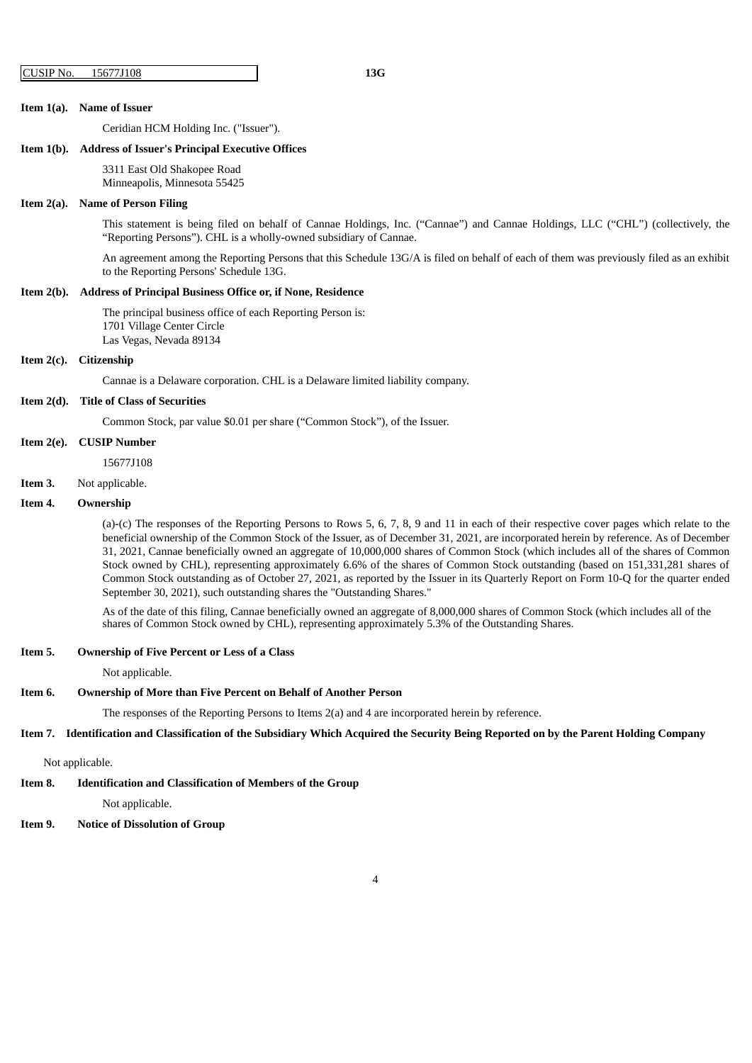CUSIP No. 15677J108 **13G**

**Item 1(a). Name of Issuer**

Ceridian HCM Holding Inc. ("Issuer").

**Item 1(b). Address of Issuer's Principal Executive Offices**

3311 East Old Shakopee Road
Minneapolis, Minnesota 55425

**Item 2(a). Name of Person Filing**

This statement is being filed on behalf of Cannae Holdings, Inc. ("Cannae") and Cannae Holdings, LLC ("CHL") (collectively, the "Reporting Persons"). CHL is a wholly-owned subsidiary of Cannae.

An agreement among the Reporting Persons that this Schedule 13G/A is filed on behalf of each of them was previously filed as an exhibit to the Reporting Persons' Schedule 13G.

**Item 2(b). Address of Principal Business Office or, if None, Residence**

The principal business office of each Reporting Person is:
1701 Village Center Circle
Las Vegas, Nevada 89134

**Item 2(c). Citizenship**

Cannae is a Delaware corporation. CHL is a Delaware limited liability company.

**Item 2(d). Title of Class of Securities**

Common Stock, par value $0.01 per share ("Common Stock"), of the Issuer.

**Item 2(e). CUSIP Number**

15677J108

**Item 3.** Not applicable.

**Item 4. Ownership**

(a)-(c) The responses of the Reporting Persons to Rows 5, 6, 7, 8, 9 and 11 in each of their respective cover pages which relate to the beneficial ownership of the Common Stock of the Issuer, as of December 31, 2021, are incorporated herein by reference. As of December 31, 2021, Cannae beneficially owned an aggregate of 10,000,000 shares of Common Stock (which includes all of the shares of Common Stock owned by CHL), representing approximately 6.6% of the shares of Common Stock outstanding (based on 151,331,281 shares of Common Stock outstanding as of October 27, 2021, as reported by the Issuer in its Quarterly Report on Form 10-Q for the quarter ended September 30, 2021), such outstanding shares the "Outstanding Shares."

As of the date of this filing, Cannae beneficially owned an aggregate of 8,000,000 shares of Common Stock (which includes all of the shares of Common Stock owned by CHL), representing approximately 5.3% of the Outstanding Shares.

**Item 5. Ownership of Five Percent or Less of a Class**

Not applicable.

**Item 6. Ownership of More than Five Percent on Behalf of Another Person**

The responses of the Reporting Persons to Items 2(a) and 4 are incorporated herein by reference.

**Item 7. Identification and Classification of the Subsidiary Which Acquired the Security Being Reported on by the Parent Holding Company**

Not applicable.

**Item 8. Identification and Classification of Members of the Group**

Not applicable.

**Item 9. Notice of Dissolution of Group**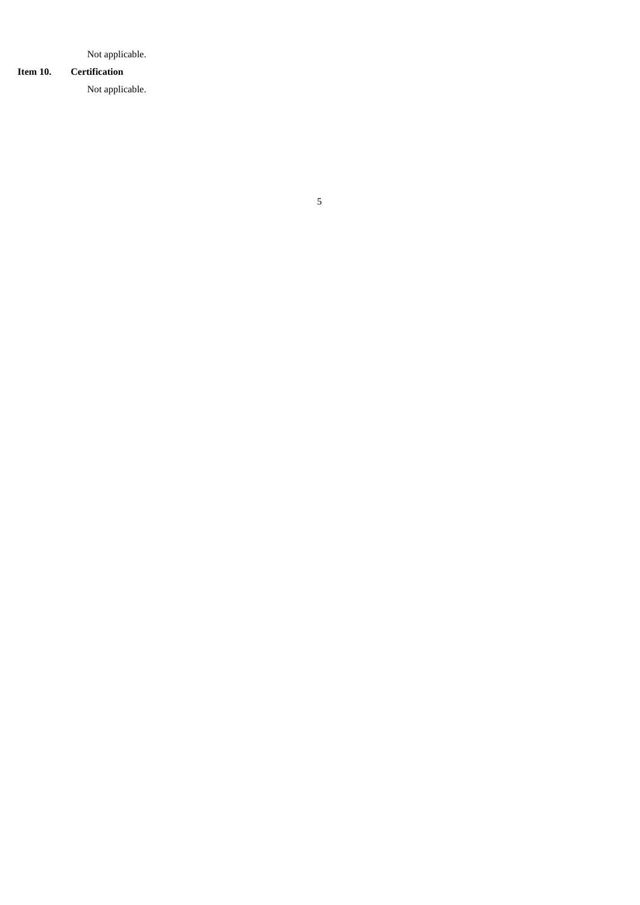Not applicable.

**Item 10. Certification**

Not applicable.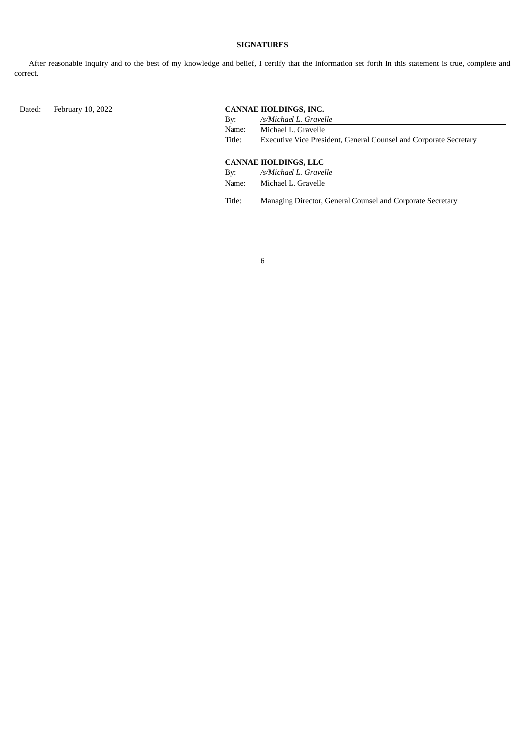**SIGNATURES**

After reasonable inquiry and to the best of my knowledge and belief, I certify that the information set forth in this statement is true, complete and correct.

Dated: February 10, 2022

**CANNAE HOLDINGS, INC.**

| | |
|---|---|
| By: | */s/Michael L. Gravelle* |
| Name: | Michael L. Gravelle |
| Title: | Executive Vice President, General Counsel and Corporate Secretary |

**CANNAE HOLDINGS, LLC**

| | |
|---|---|
| By: | */s/Michael L. Gravelle* |
| Name: | Michael L. Gravelle |
| Title: | Managing Director, General Counsel and Corporate Secretary |